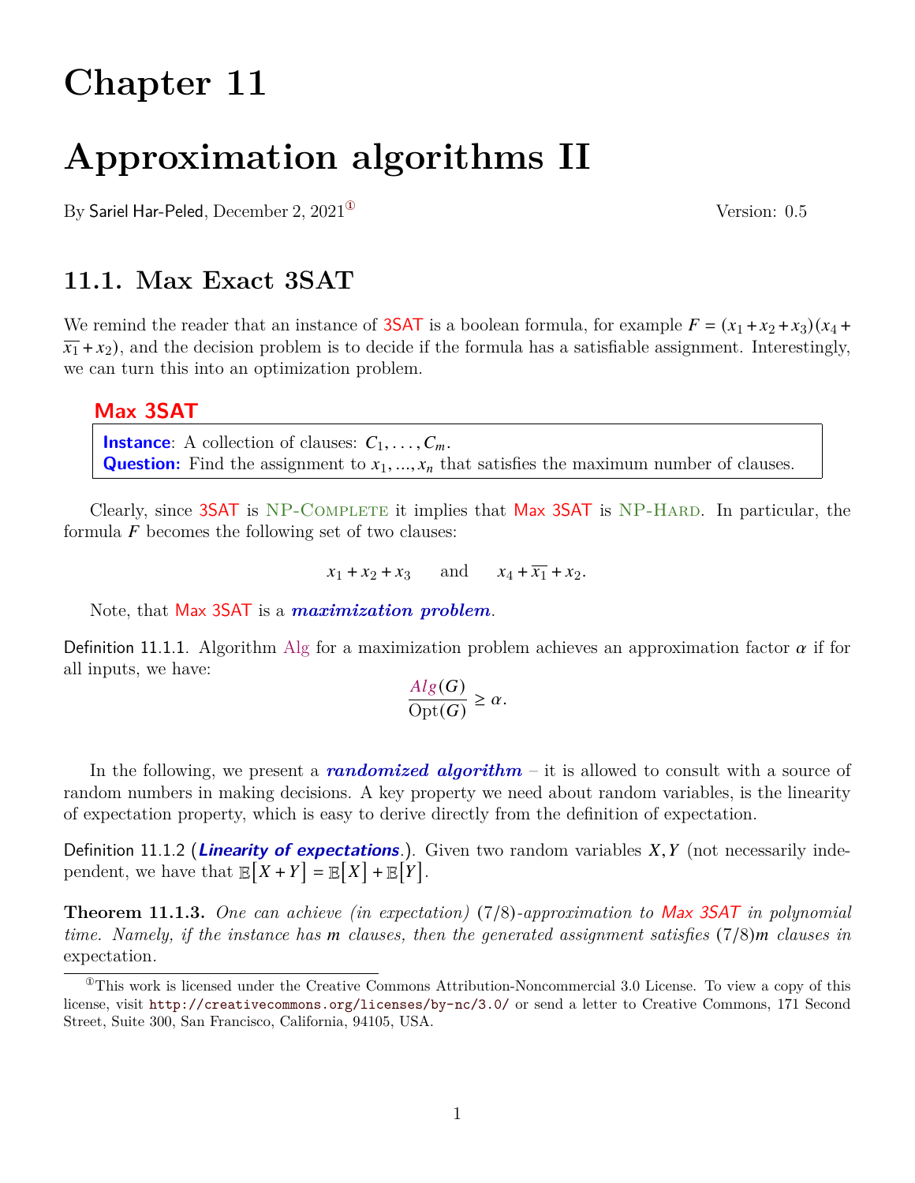# Chapter 11

# Approximation algorithms II

By Sariel Har-Peled, December 2, 2021[1] Version: 0.5

## 11.1. Max Exact 3SAT

We remind the reader that an instance of 3SAT is a boolean formula, for example $F = (x_1 + x_2 + x_3)(x_4 + \overline{x_1} + x_2)$, and the decision problem is to decide if the formula has a satisfiable assignment. Interestingly, we can turn this into an optimization problem.

**Max 3SAT**

> **Instance**: A collection of clauses: $C_1, \ldots, C_m$.
> **Question:** Find the assignment to $x_1, ..., x_n$ that satisfies the maximum number of clauses.

Clearly, since 3SAT is NP-Complete it implies that Max 3SAT is NP-Hard. In particular, the formula $F$ becomes the following set of two clauses:

$$x_1 + x_2 + x_3 \qquad \text{and} \qquad x_4 + \overline{x_1} + x_2.$$

Note, that Max 3SAT is a ***maximization problem***.

Definition 11.1.1. Algorithm Alg for a maximization problem achieves an approximation factor $\alpha$ if for all inputs, we have:

$$\frac{Alg(G)}{\text{Opt}(G)} \geq \alpha.$$

In the following, we present a ***randomized algorithm*** – it is allowed to consult with a source of random numbers in making decisions. A key property we need about random variables, is the linearity of expectation property, which is easy to derive directly from the definition of expectation.

Definition 11.1.2 (***Linearity of expectations***.). Given two random variables $X, Y$ (not necessarily independent, we have that $\mathbb{E}[X + Y] = \mathbb{E}[X] + \mathbb{E}[Y]$.

**Theorem 11.1.3.** *One can achieve (in expectation) $(7/8)$-approximation to Max 3SAT in polynomial time. Namely, if the instance has $m$ clauses, then the generated assignment satisfies $(7/8)m$ clauses in* expectation.

[1] This work is licensed under the Creative Commons Attribution-Noncommercial 3.0 License. To view a copy of this license, visit http://creativecommons.org/licenses/by-nc/3.0/ or send a letter to Creative Commons, 171 Second Street, Suite 300, San Francisco, California, 94105, USA.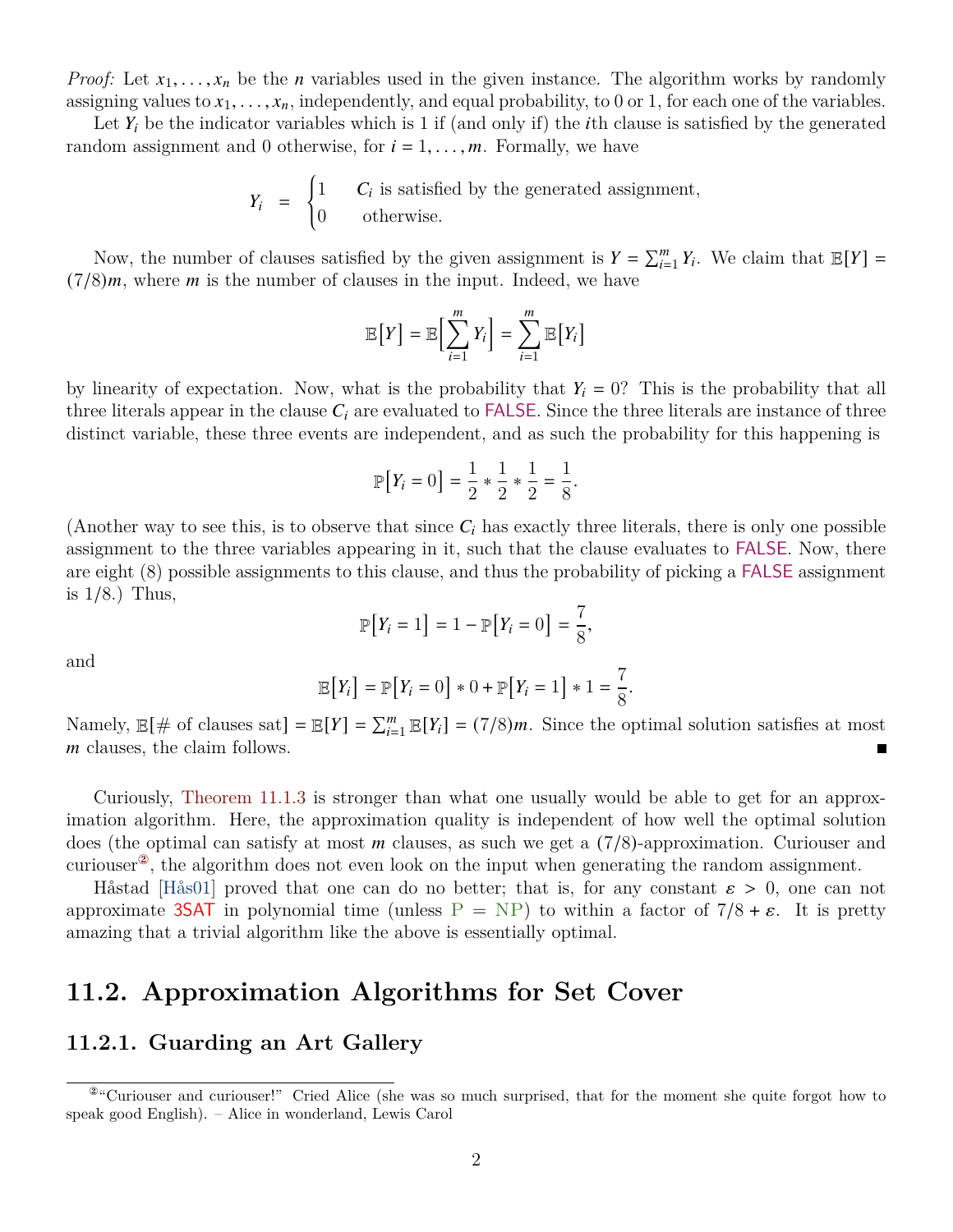*Proof:* Let $x_1, \ldots, x_n$ be the $n$ variables used in the given instance. The algorithm works by randomly assigning values to $x_1, \ldots, x_n$, independently, and equal probability, to 0 or 1, for each one of the variables.

Let $Y_i$ be the indicator variables which is 1 if (and only if) the $i$th clause is satisfied by the generated random assignment and 0 otherwise, for $i = 1, \ldots, m$. Formally, we have

$$Y_i = \begin{cases} 1 & C_i \text{ is satisfied by the generated assignment,} \\ 0 & \text{otherwise.} \end{cases}$$

Now, the number of clauses satisfied by the given assignment is $Y = \sum_{i=1}^{m} Y_i$. We claim that $\mathbb{E}[Y] = (7/8)m$, where $m$ is the number of clauses in the input. Indeed, we have

$$\mathbb{E}\big[Y\big] = \mathbb{E}\Big[\sum_{i=1}^{m} Y_i\Big] = \sum_{i=1}^{m} \mathbb{E}\big[Y_i\big]$$

by linearity of expectation. Now, what is the probability that $Y_i = 0$? This is the probability that all three literals appear in the clause $C_i$ are evaluated to FALSE. Since the three literals are instance of three distinct variable, these three events are independent, and as such the probability for this happening is

$$\mathbb{P}\big[Y_i = 0\big] = \frac{1}{2} * \frac{1}{2} * \frac{1}{2} = \frac{1}{8}.$$

(Another way to see this, is to observe that since $C_i$ has exactly three literals, there is only one possible assignment to the three variables appearing in it, such that the clause evaluates to FALSE. Now, there are eight (8) possible assignments to this clause, and thus the probability of picking a FALSE assignment is 1/8.) Thus,

$$\mathbb{P}\big[Y_i = 1\big] = 1 - \mathbb{P}\big[Y_i = 0\big] = \frac{7}{8},$$

and

$$\mathbb{E}\big[Y_i\big] = \mathbb{P}\big[Y_i = 0\big] * 0 + \mathbb{P}\big[Y_i = 1\big] * 1 = \frac{7}{8}.$$

Namely, $\mathbb{E}[\text{\# of clauses sat}] = \mathbb{E}[Y] = \sum_{i=1}^{m} \mathbb{E}[Y_i] = (7/8)m$. Since the optimal solution satisfies at most $m$ clauses, the claim follows. ∎

Curiously, Theorem 11.1.3 is stronger than what one usually would be able to get for an approximation algorithm. Here, the approximation quality is independent of how well the optimal solution does (the optimal can satisfy at most $m$ clauses, as such we get a (7/8)-approximation. Curiouser and curiouser[2], the algorithm does not even look on the input when generating the random assignment.

Håstad [Hås01] proved that one can do no better; that is, for any constant $\varepsilon > 0$, one can not approximate 3SAT in polynomial time (unless P = NP) to within a factor of $7/8 + \varepsilon$. It is pretty amazing that a trivial algorithm like the above is essentially optimal.

## 11.2. Approximation Algorithms for Set Cover

### 11.2.1. Guarding an Art Gallery

[2] "Curiouser and curiouser!" Cried Alice (she was so much surprised, that for the moment she quite forgot how to speak good English). – Alice in wonderland, Lewis Carol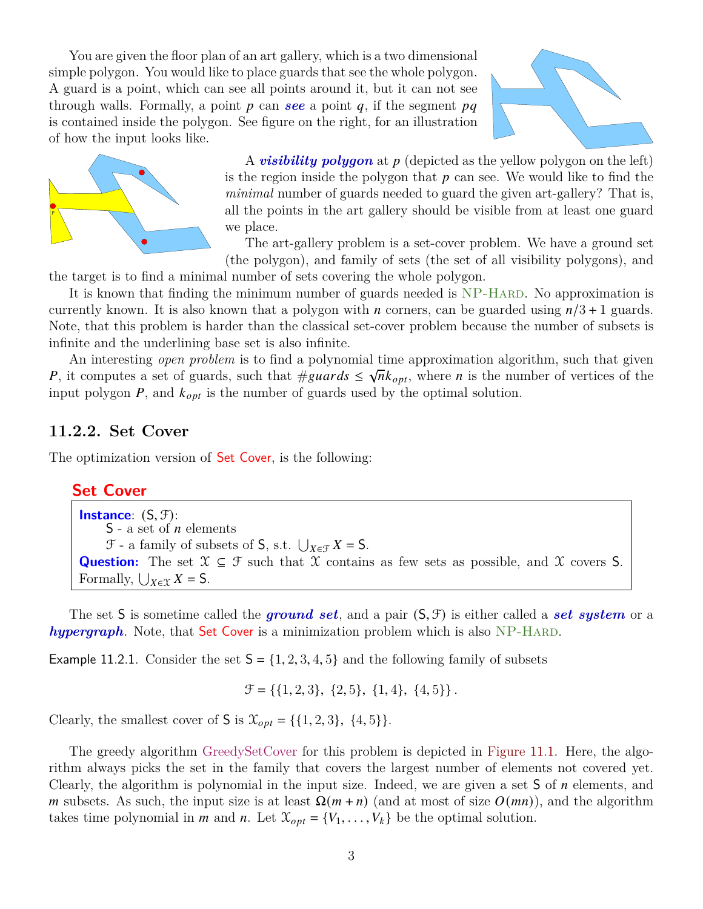You are given the floor plan of an art gallery, which is a two dimensional simple polygon. You would like to place guards that see the whole polygon. A guard is a point, which can see all points around it, but it can not see through walls. Formally, a point $p$ can ***see*** a point $q$, if the segment $pq$ is contained inside the polygon. See figure on the right, for an illustration of how the input looks like.

A ***visibility polygon*** at $p$ (depicted as the yellow polygon on the left) is the region inside the polygon that $p$ can see. We would like to find the *minimal* number of guards needed to guard the given art-gallery? That is, all the points in the art gallery should be visible from at least one guard we place.

The art-gallery problem is a set-cover problem. We have a ground set (the polygon), and family of sets (the set of all visibility polygons), and the target is to find a minimal number of sets covering the whole polygon.

It is known that finding the minimum number of guards needed is NP-Hard. No approximation is currently known. It is also known that a polygon with $n$ corners, can be guarded using $n/3+1$ guards. Note, that this problem is harder than the classical set-cover problem because the number of subsets is infinite and the underlining base set is also infinite.

An interesting *open problem* is to find a polynomial time approximation algorithm, such that given $P$, it computes a set of guards, such that $\#guards \leq \sqrt{n}k_{opt}$, where $n$ is the number of vertices of the input polygon $P$, and $k_{opt}$ is the number of guards used by the optimal solution.

### 11.2.2. Set Cover

The optimization version of Set Cover, is the following:

**Set Cover**

**Instance**: $(\mathsf{S}, \mathcal{F})$:
  $\mathsf{S}$ - a set of $n$ elements
  $\mathcal{F}$ - a family of subsets of $\mathsf{S}$, s.t. $\bigcup_{X \in \mathcal{F}} X = \mathsf{S}$.
**Question:** The set $\mathcal{X} \subseteq \mathcal{F}$ such that $\mathcal{X}$ contains as few sets as possible, and $\mathcal{X}$ covers $\mathsf{S}$. Formally, $\bigcup_{X \in \mathcal{X}} X = \mathsf{S}$.

The set $\mathsf{S}$ is sometime called the ***ground set***, and a pair $(\mathsf{S}, \mathcal{F})$ is either called a ***set system*** or a ***hypergraph***. Note, that Set Cover is a minimization problem which is also NP-Hard.

Example 11.2.1. Consider the set $\mathsf{S} = \{1,2,3,4,5\}$ and the following family of subsets

$$\mathcal{F} = \{\{1,2,3\},\ \{2,5\},\ \{1,4\},\ \{4,5\}\}.$$

Clearly, the smallest cover of $\mathsf{S}$ is $\mathcal{X}_{opt} = \{\{1,2,3\},\ \{4,5\}\}$.

The greedy algorithm GreedySetCover for this problem is depicted in Figure 11.1. Here, the algorithm always picks the set in the family that covers the largest number of elements not covered yet. Clearly, the algorithm is polynomial in the input size. Indeed, we are given a set $\mathsf{S}$ of $n$ elements, and $m$ subsets. As such, the input size is at least $\Omega(m+n)$ (and at most of size $O(mn)$), and the algorithm takes time polynomial in $m$ and $n$. Let $\mathcal{X}_{opt} = \{V_1, \ldots, V_k\}$ be the optimal solution.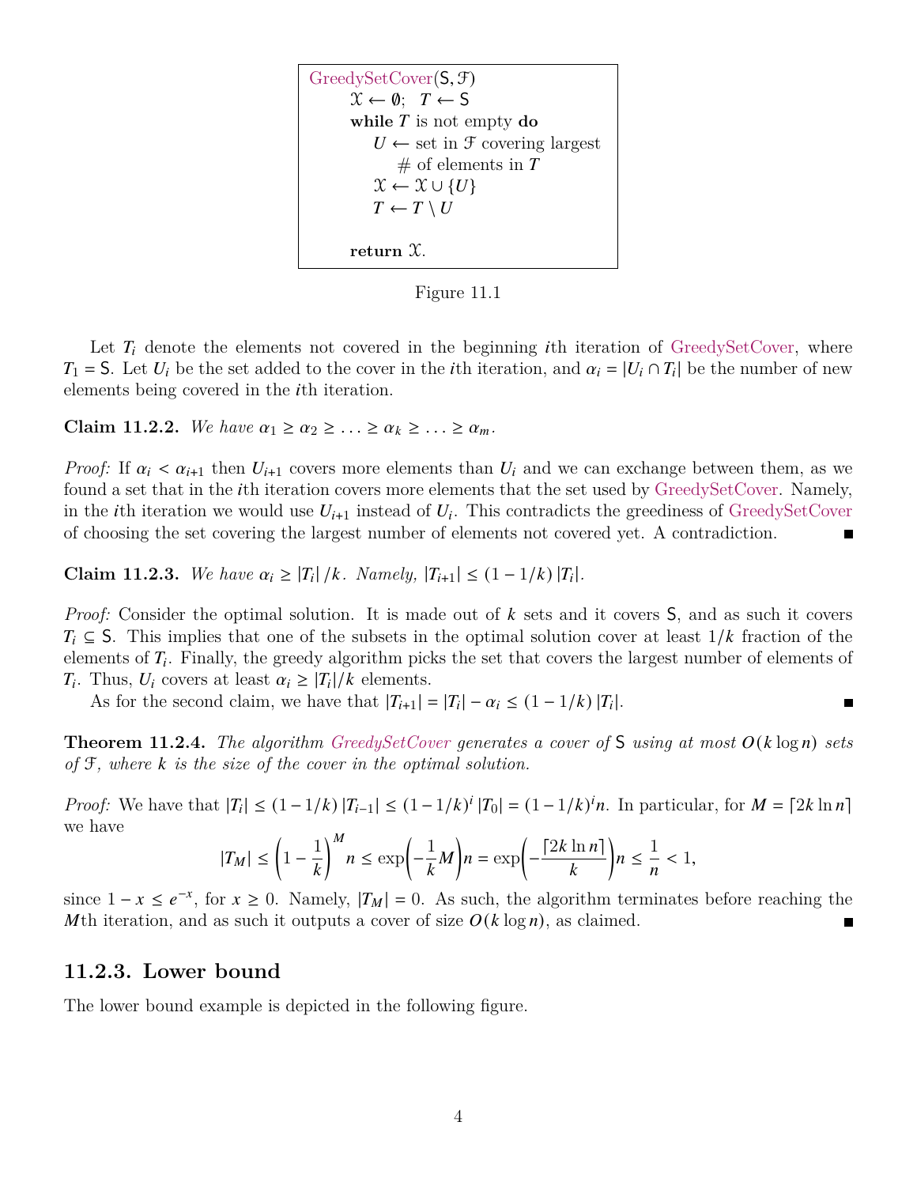```
GreedySetCover(S, F)
    X ← ∅;  T ← S
    while T is not empty do
        U ← set in F covering largest
            # of elements in T
        X ← X ∪ {U}
        T ← T \ U

    return X.
```

Figure 11.1

Let $T_i$ denote the elements not covered in the beginning $i$th iteration of GreedySetCover, where $T_1 = \mathsf{S}$. Let $U_i$ be the set added to the cover in the $i$th iteration, and $\alpha_i = |U_i \cap T_i|$ be the number of new elements being covered in the $i$th iteration.

**Claim 11.2.2.** *We have $\alpha_1 \geq \alpha_2 \geq \ldots \geq \alpha_k \geq \ldots \geq \alpha_m$.*

*Proof:* If $\alpha_i < \alpha_{i+1}$ then $U_{i+1}$ covers more elements than $U_i$ and we can exchange between them, as we found a set that in the $i$th iteration covers more elements that the set used by GreedySetCover. Namely, in the $i$th iteration we would use $U_{i+1}$ instead of $U_i$. This contradicts the greediness of GreedySetCover of choosing the set covering the largest number of elements not covered yet. A contradiction. ∎

**Claim 11.2.3.** *We have $\alpha_i \geq |T_i|/k$. Namely, $|T_{i+1}| \leq (1 - 1/k)|T_i|$.*

*Proof:* Consider the optimal solution. It is made out of $k$ sets and it covers $\mathsf{S}$, and as such it covers $T_i \subseteq \mathsf{S}$. This implies that one of the subsets in the optimal solution cover at least $1/k$ fraction of the elements of $T_i$. Finally, the greedy algorithm picks the set that covers the largest number of elements of $T_i$. Thus, $U_i$ covers at least $\alpha_i \geq |T_i|/k$ elements.

As for the second claim, we have that $|T_{i+1}| = |T_i| - \alpha_i \leq (1 - 1/k)|T_i|$. ∎

**Theorem 11.2.4.** *The algorithm GreedySetCover generates a cover of $\mathsf{S}$ using at most $O(k \log n)$ sets of $\mathcal{F}$, where $k$ is the size of the cover in the optimal solution.*

*Proof:* We have that $|T_i| \leq (1 - 1/k)|T_{i-1}| \leq (1 - 1/k)^i |T_0| = (1 - 1/k)^i n$. In particular, for $M = \lceil 2k \ln n \rceil$ we have

$$|T_M| \leq \left(1 - \frac{1}{k}\right)^M n \leq \exp\left(-\frac{1}{k}M\right)n = \exp\left(-\frac{\lceil 2k \ln n \rceil}{k}\right)n \leq \frac{1}{n} < 1,$$

since $1 - x \leq e^{-x}$, for $x \geq 0$. Namely, $|T_M| = 0$. As such, the algorithm terminates before reaching the $M$th iteration, and as such it outputs a cover of size $O(k \log n)$, as claimed. ∎

### 11.2.3. Lower bound

The lower bound example is depicted in the following figure.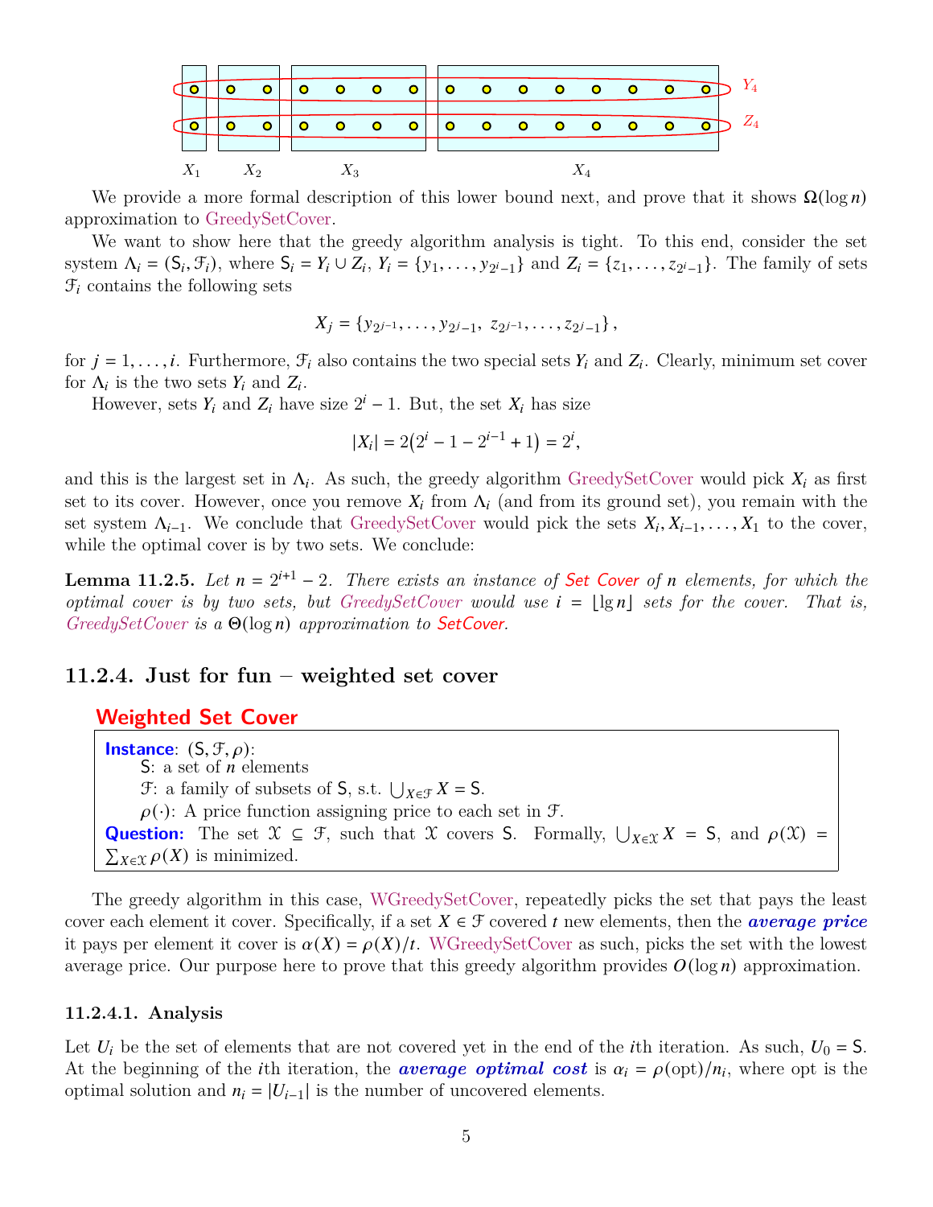We provide a more formal description of this lower bound next, and prove that it shows $\Omega(\log n)$ approximation to GreedySetCover.

We want to show here that the greedy algorithm analysis is tight. To this end, consider the set system $\Lambda_i = (\mathsf{S}_i, \mathcal{F}_i)$, where $\mathsf{S}_i = Y_i \cup Z_i$, $Y_i = \{y_1, \ldots, y_{2^i-1}\}$ and $Z_i = \{z_1, \ldots, z_{2^i-1}\}$. The family of sets $\mathcal{F}_i$ contains the following sets

$$X_j = \{y_{2^{j-1}}, \ldots, y_{2^j-1},\ z_{2^{j-1}}, \ldots, z_{2^j-1}\},$$

for $j = 1, \ldots, i$. Furthermore, $\mathcal{F}_i$ also contains the two special sets $Y_i$ and $Z_i$. Clearly, minimum set cover for $\Lambda_i$ is the two sets $Y_i$ and $Z_i$.

However, sets $Y_i$ and $Z_i$ have size $2^i - 1$. But, the set $X_i$ has size

$$|X_i| = 2\left(2^i - 1 - 2^{i-1} + 1\right) = 2^i,$$

and this is the largest set in $\Lambda_i$. As such, the greedy algorithm GreedySetCover would pick $X_i$ as first set to its cover. However, once you remove $X_i$ from $\Lambda_i$ (and from its ground set), you remain with the set system $\Lambda_{i-1}$. We conclude that GreedySetCover would pick the sets $X_i, X_{i-1}, \ldots, X_1$ to the cover, while the optimal cover is by two sets. We conclude:

**Lemma 11.2.5.** *Let $n = 2^{i+1} - 2$. There exists an instance of Set Cover of $n$ elements, for which the optimal cover is by two sets, but GreedySetCover would use $i = \lfloor \lg n \rfloor$ sets for the cover. That is, GreedySetCover is a $\Theta(\log n)$ approximation to SetCover.*

### 11.2.4. Just for fun – weighted set cover

**Weighted Set Cover**

> **Instance**: $(\mathsf{S}, \mathcal{F}, \rho)$:
> $\mathsf{S}$: a set of $n$ elements
> $\mathcal{F}$: a family of subsets of $\mathsf{S}$, s.t. $\bigcup_{X \in \mathcal{F}} X = \mathsf{S}$.
> $\rho(\cdot)$: A price function assigning price to each set in $\mathcal{F}$.
> **Question:** The set $\mathcal{X} \subseteq \mathcal{F}$, such that $\mathcal{X}$ covers $\mathsf{S}$. Formally, $\bigcup_{X \in \mathcal{X}} X = \mathsf{S}$, and $\rho(\mathcal{X}) = \sum_{X \in \mathcal{X}} \rho(X)$ is minimized.

The greedy algorithm in this case, WGreedySetCover, repeatedly picks the set that pays the least cover each element it cover. Specifically, if a set $X \in \mathcal{F}$ covered $t$ new elements, then the ***average price*** it pays per element it cover is $\alpha(X) = \rho(X)/t$. WGreedySetCover as such, picks the set with the lowest average price. Our purpose here to prove that this greedy algorithm provides $O(\log n)$ approximation.

#### 11.2.4.1. Analysis

Let $U_i$ be the set of elements that are not covered yet in the end of the $i$th iteration. As such, $U_0 = \mathsf{S}$. At the beginning of the $i$th iteration, the ***average optimal cost*** is $\alpha_i = \rho(\mathrm{opt})/n_i$, where opt is the optimal solution and $n_i = |U_{i-1}|$ is the number of uncovered elements.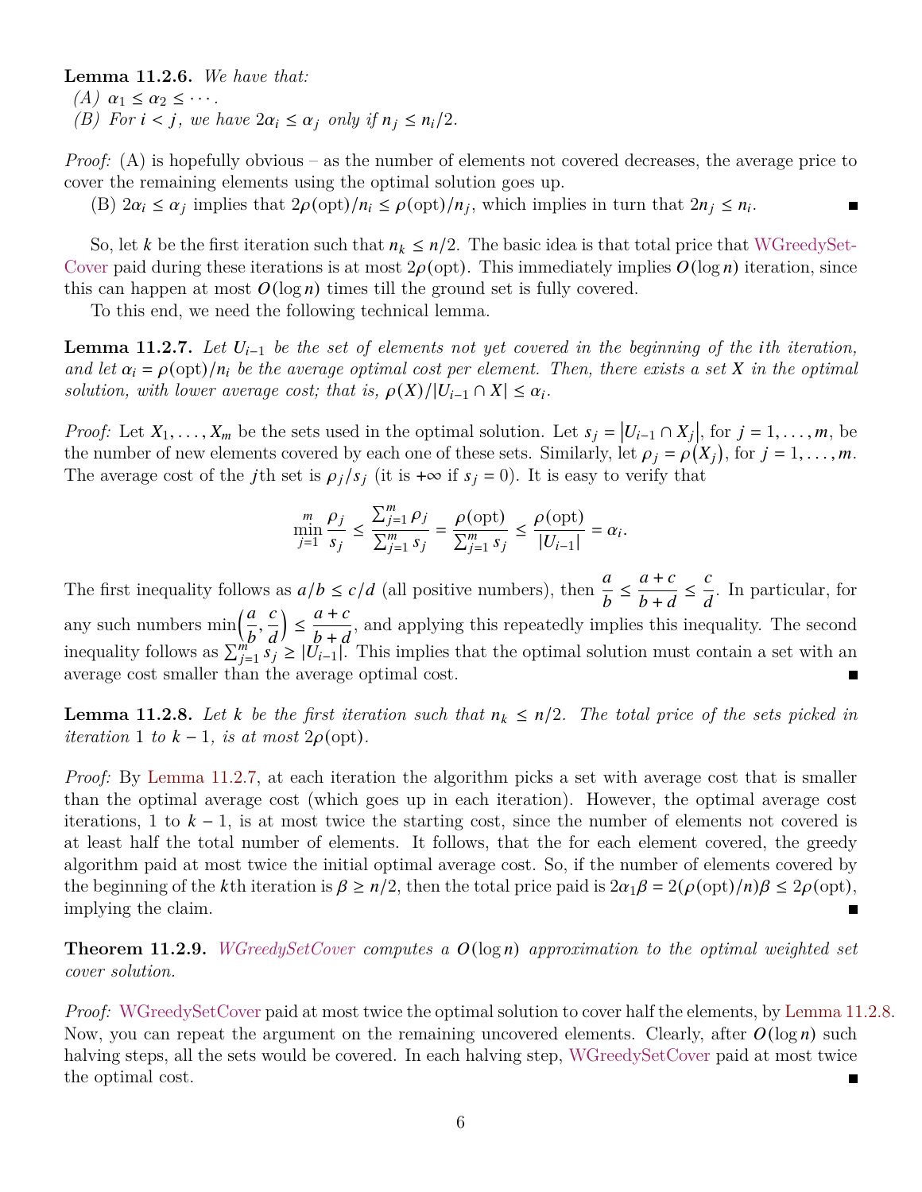**Lemma 11.2.6.** *We have that:*
*(A)* $\alpha_1 \le \alpha_2 \le \cdots$.
*(B) For* $i < j$*, we have* $2\alpha_i \le \alpha_j$ *only if* $n_j \le n_i/2$.

*Proof:* (A) is hopefully obvious – as the number of elements not covered decreases, the average price to cover the remaining elements using the optimal solution goes up.

(B) $2\alpha_i \le \alpha_j$ implies that $2\rho(\text{opt})/n_i \le \rho(\text{opt})/n_j$, which implies in turn that $2n_j \le n_i$. ■

So, let $k$ be the first iteration such that $n_k \le n/2$. The basic idea is that total price that WGreedySetCover paid during these iterations is at most $2\rho(\text{opt})$. This immediately implies $O(\log n)$ iteration, since this can happen at most $O(\log n)$ times till the ground set is fully covered.

To this end, we need the following technical lemma.

**Lemma 11.2.7.** *Let* $U_{i-1}$ *be the set of elements not yet covered in the beginning of the* $i$*th iteration, and let* $\alpha_i = \rho(\text{opt})/n_i$ *be the average optimal cost per element. Then, there exists a set* $X$ *in the optimal solution, with lower average cost; that is,* $\rho(X)/|U_{i-1} \cap X| \le \alpha_i$.

*Proof:* Let $X_1, \ldots, X_m$ be the sets used in the optimal solution. Let $s_j = |U_{i-1} \cap X_j|$, for $j = 1, \ldots, m$, be the number of new elements covered by each one of these sets. Similarly, let $\rho_j = \rho(X_j)$, for $j = 1, \ldots, m$. The average cost of the $j$th set is $\rho_j/s_j$ (it is $+\infty$ if $s_j = 0$). It is easy to verify that

$$\min_{j=1}^{m} \frac{\rho_j}{s_j} \le \frac{\sum_{j=1}^{m} \rho_j}{\sum_{j=1}^{m} s_j} = \frac{\rho(\text{opt})}{\sum_{j=1}^{m} s_j} \le \frac{\rho(\text{opt})}{|U_{i-1}|} = \alpha_i.$$

The first inequality follows as $a/b \le c/d$ (all positive numbers), then $\dfrac{a}{b} \le \dfrac{a+c}{b+d} \le \dfrac{c}{d}$. In particular, for any such numbers $\min\left(\dfrac{a}{b}, \dfrac{c}{d}\right) \le \dfrac{a+c}{b+d}$, and applying this repeatedly implies this inequality. The second inequality follows as $\sum_{j=1}^{m} s_j \ge |U_{i-1}|$. This implies that the optimal solution must contain a set with an average cost smaller than the average optimal cost. ■

**Lemma 11.2.8.** *Let* $k$ *be the first iteration such that* $n_k \le n/2$*. The total price of the sets picked in iteration* 1 *to* $k-1$*, is at most* $2\rho(\text{opt})$.

*Proof:* By Lemma 11.2.7, at each iteration the algorithm picks a set with average cost that is smaller than the optimal average cost (which goes up in each iteration). However, the optimal average cost iterations, 1 to $k-1$, is at most twice the starting cost, since the number of elements not covered is at least half the total number of elements. It follows, that the for each element covered, the greedy algorithm paid at most twice the initial optimal average cost. So, if the number of elements covered by the beginning of the $k$th iteration is $\beta \ge n/2$, then the total price paid is $2\alpha_1\beta = 2(\rho(\text{opt})/n)\beta \le 2\rho(\text{opt})$, implying the claim. ■

**Theorem 11.2.9.** *WGreedySetCover computes a* $O(\log n)$ *approximation to the optimal weighted set cover solution.*

*Proof:* WGreedySetCover paid at most twice the optimal solution to cover half the elements, by Lemma 11.2.8. Now, you can repeat the argument on the remaining uncovered elements. Clearly, after $O(\log n)$ such halving steps, all the sets would be covered. In each halving step, WGreedySetCover paid at most twice the optimal cost. ■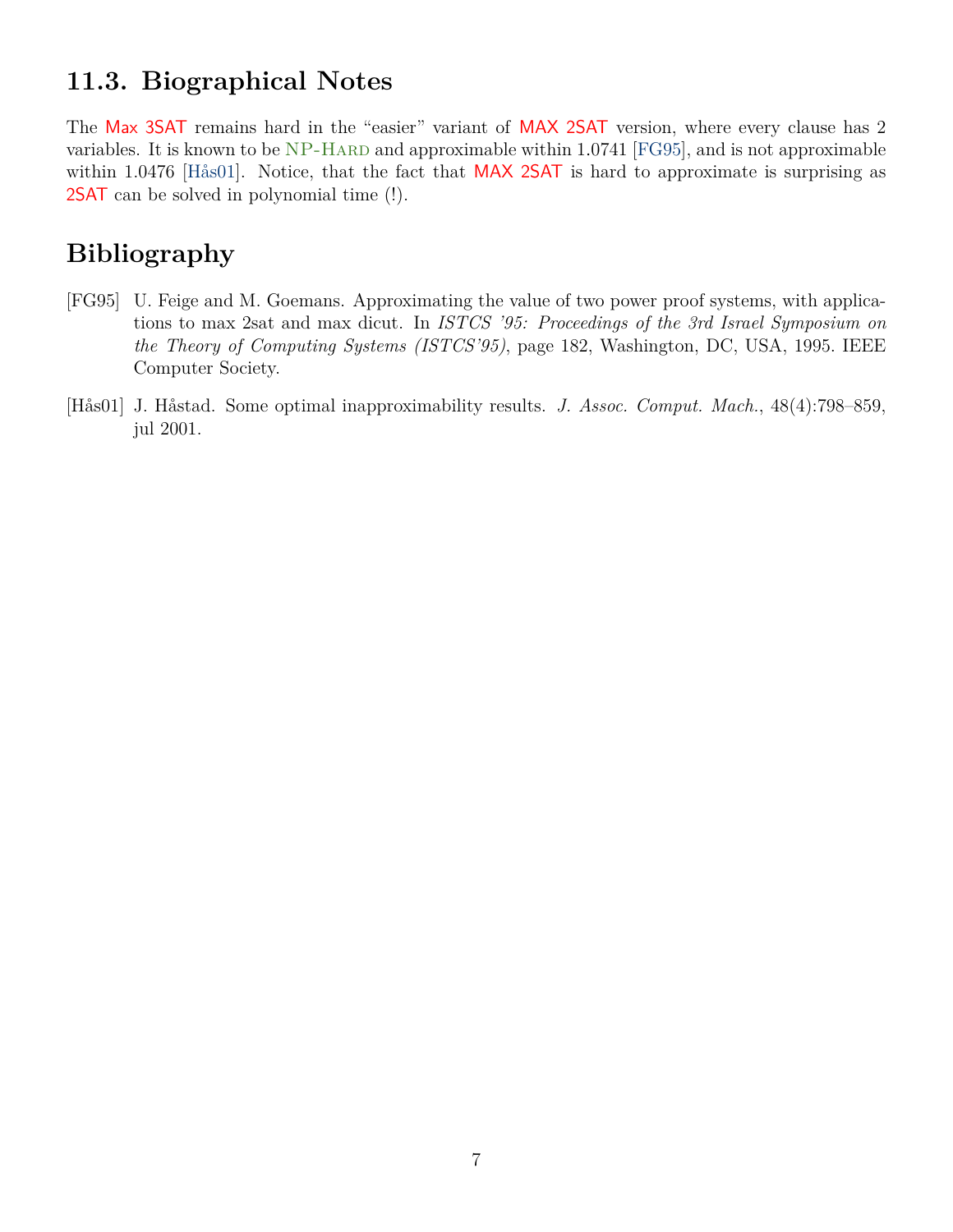## 11.3. Biographical Notes

The Max 3SAT remains hard in the "easier" variant of MAX 2SAT version, where every clause has 2 variables. It is known to be NP-Hard and approximable within 1.0741 [FG95], and is not approximable within 1.0476 [Hås01]. Notice, that the fact that MAX 2SAT is hard to approximate is surprising as 2SAT can be solved in polynomial time (!).

## Bibliography

[FG95] U. Feige and M. Goemans. Approximating the value of two power proof systems, with applications to max 2sat and max dicut. In *ISTCS '95: Proceedings of the 3rd Israel Symposium on the Theory of Computing Systems (ISTCS'95)*, page 182, Washington, DC, USA, 1995. IEEE Computer Society.

[Hås01] J. Håstad. Some optimal inapproximability results. *J. Assoc. Comput. Mach.*, 48(4):798–859, jul 2001.